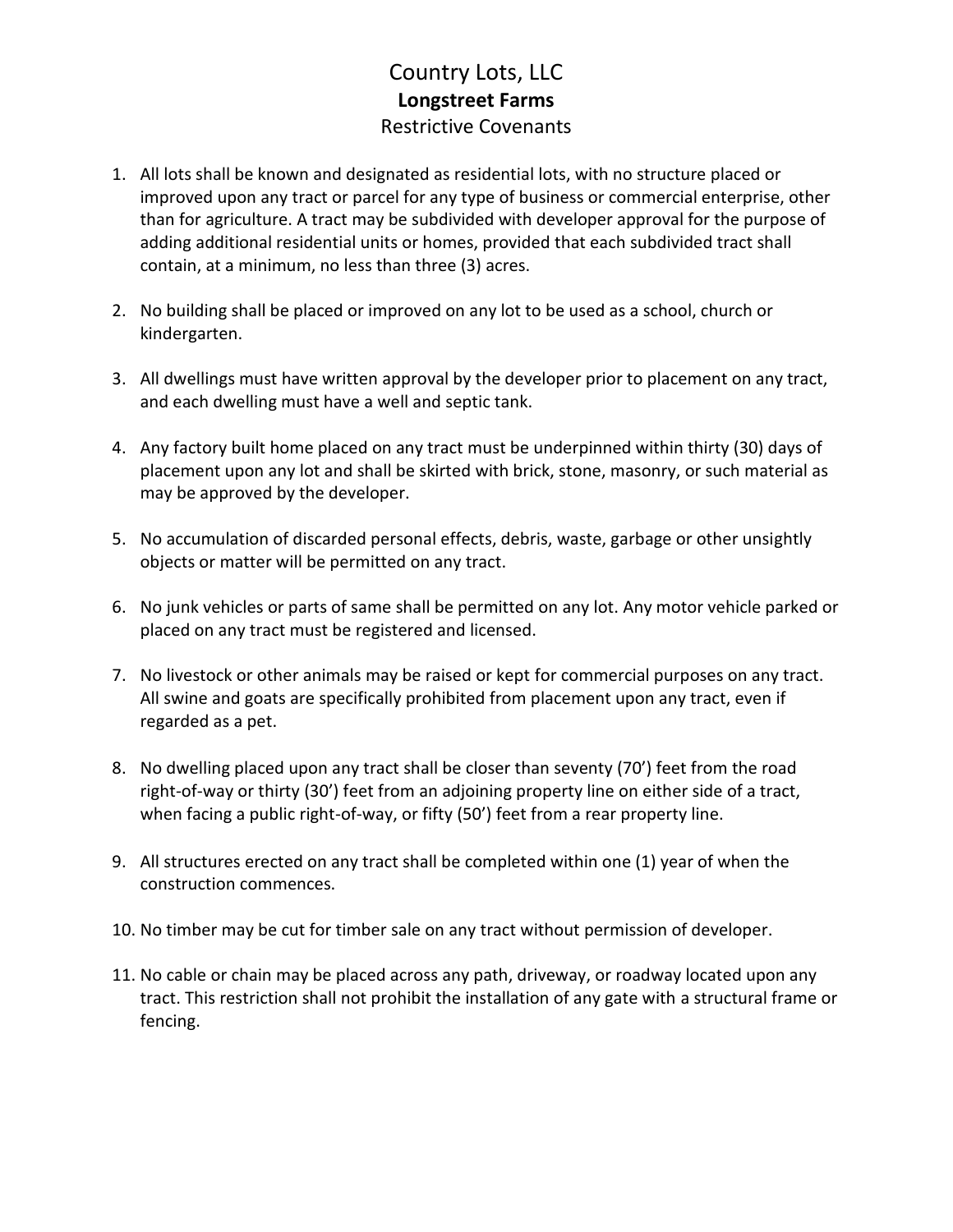# Country Lots, LLC

## Longstreet Farms

### Restrictive Covenants

1. All lots shall be known and designated as residential lots, with no structure placed or improved upon any tract or parcel for any type of business or commercial enterprise, other than for agriculture. A tract may be subdivided with developer approval for the purpose of adding additional residential units or homes, provided that each subdivided tract shall contain, at a minimum, no less than three (3) acres.

2. No building shall be placed or improved on any lot to be used as a school, church or kindergarten.

3. All dwellings must have written approval by the developer prior to placement on any tract, and each dwelling must have a well and septic tank.

4. Any factory built home placed on any tract must be underpinned within thirty (30) days of placement upon any lot and shall be skirted with brick, stone, masonry, or such material as may be approved by the developer.

5. No accumulation of discarded personal effects, debris, waste, garbage or other unsightly objects or matter will be permitted on any tract.

6. No junk vehicles or parts of same shall be permitted on any lot. Any motor vehicle parked or placed on any tract must be registered and licensed.

7. No livestock or other animals may be raised or kept for commercial purposes on any tract. All swine and goats are specifically prohibited from placement upon any tract, even if regarded as a pet.

8. No dwelling placed upon any tract shall be closer than seventy (70') feet from the road right-of-way or thirty (30') feet from an adjoining property line on either side of a tract, when facing a public right-of-way, or fifty (50') feet from a rear property line.

9. All structures erected on any tract shall be completed within one (1) year of when the construction commences.

10. No timber may be cut for timber sale on any tract without permission of developer.

11. No cable or chain may be placed across any path, driveway, or roadway located upon any tract. This restriction shall not prohibit the installation of any gate with a structural frame or fencing.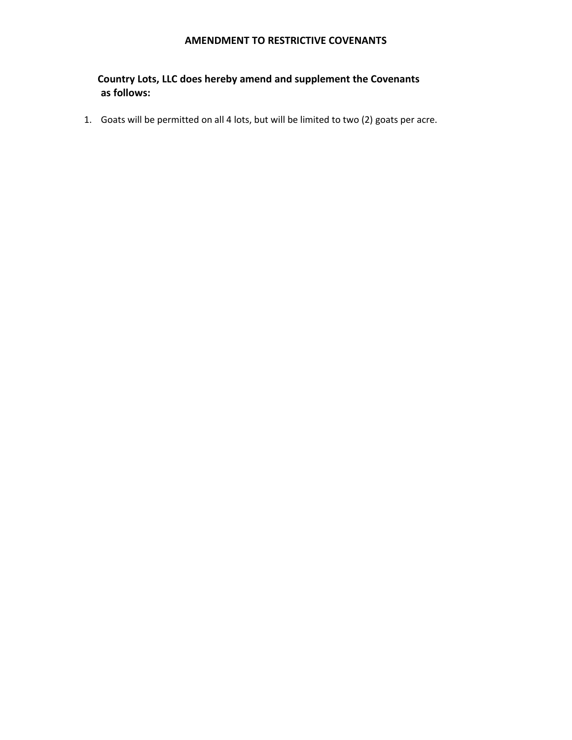# AMENDMENT TO RESTRICTIVE COVENANTS

**Country Lots, LLC does hereby amend and supplement the Covenants as follows:**

1. Goats will be permitted on all 4 lots, but will be limited to two (2) goats per acre.